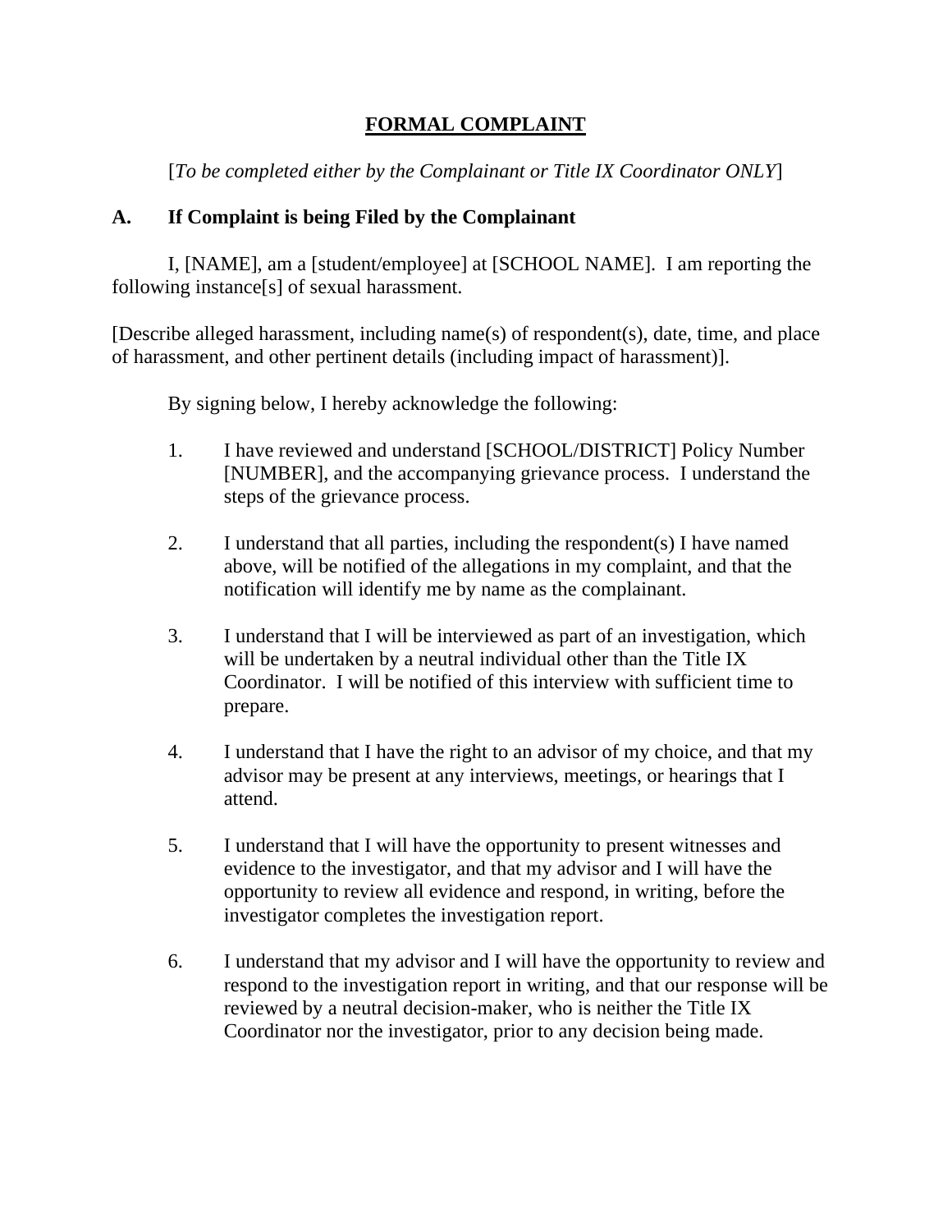# FORMAL COMPLAINT

[*To be completed either by the Complainant or Title IX Coordinator ONLY*]

## A. If Complaint is being Filed by the Complainant

I, [NAME], am a [student/employee] at [SCHOOL NAME]. I am reporting the following instance[s] of sexual harassment.

[Describe alleged harassment, including name(s) of respondent(s), date, time, and place of harassment, and other pertinent details (including impact of harassment)].

By signing below, I hereby acknowledge the following:

1. I have reviewed and understand [SCHOOL/DISTRICT] Policy Number [NUMBER], and the accompanying grievance process. I understand the steps of the grievance process.

2. I understand that all parties, including the respondent(s) I have named above, will be notified of the allegations in my complaint, and that the notification will identify me by name as the complainant.

3. I understand that I will be interviewed as part of an investigation, which will be undertaken by a neutral individual other than the Title IX Coordinator. I will be notified of this interview with sufficient time to prepare.

4. I understand that I have the right to an advisor of my choice, and that my advisor may be present at any interviews, meetings, or hearings that I attend.

5. I understand that I will have the opportunity to present witnesses and evidence to the investigator, and that my advisor and I will have the opportunity to review all evidence and respond, in writing, before the investigator completes the investigation report.

6. I understand that my advisor and I will have the opportunity to review and respond to the investigation report in writing, and that our response will be reviewed by a neutral decision-maker, who is neither the Title IX Coordinator nor the investigator, prior to any decision being made.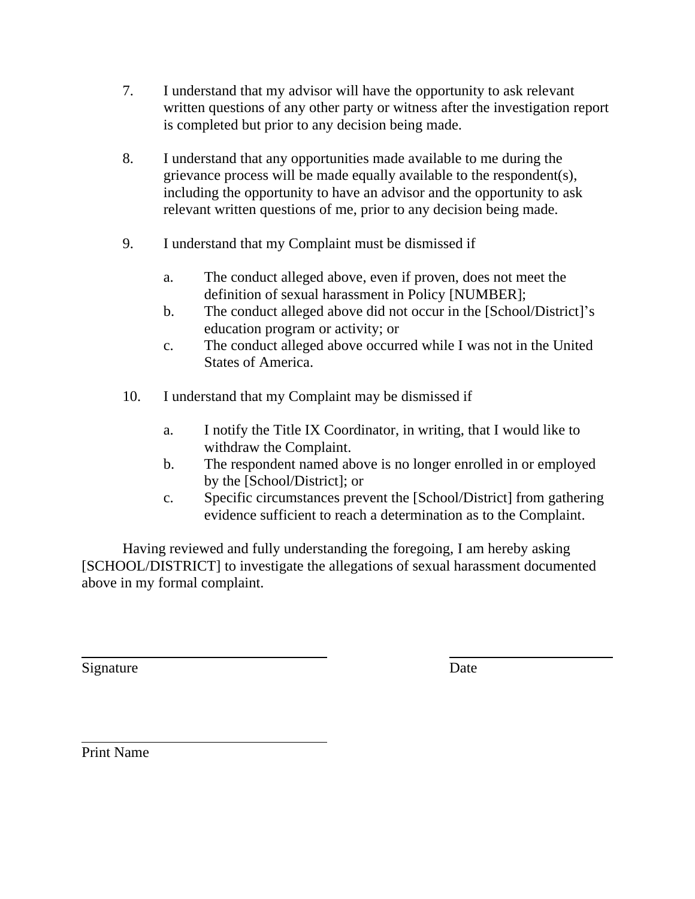7. I understand that my advisor will have the opportunity to ask relevant written questions of any other party or witness after the investigation report is completed but prior to any decision being made.

8. I understand that any opportunities made available to me during the grievance process will be made equally available to the respondent(s), including the opportunity to have an advisor and the opportunity to ask relevant written questions of me, prior to any decision being made.

9. I understand that my Complaint must be dismissed if

   a. The conduct alleged above, even if proven, does not meet the definition of sexual harassment in Policy [NUMBER];
   b. The conduct alleged above did not occur in the [School/District]'s education program or activity; or
   c. The conduct alleged above occurred while I was not in the United States of America.

10. I understand that my Complaint may be dismissed if

    a. I notify the Title IX Coordinator, in writing, that I would like to withdraw the Complaint.
    b. The respondent named above is no longer enrolled in or employed by the [School/District]; or
    c. Specific circumstances prevent the [School/District] from gathering evidence sufficient to reach a determination as to the Complaint.

Having reviewed and fully understanding the foregoing, I am hereby asking [SCHOOL/DISTRICT] to investigate the allegations of sexual harassment documented above in my formal complaint.

\_\_\_\_\_\_\_\_\_\_\_\_\_\_\_\_\_\_\_\_\_\_\_\_\_\_\_\_\_\_ \_\_\_\_\_\_\_\_\_\_\_\_\_\_\_\_\_\_\_\_

Signature Date

\_\_\_\_\_\_\_\_\_\_\_\_\_\_\_\_\_\_\_\_\_\_\_\_\_\_\_\_\_\_

Print Name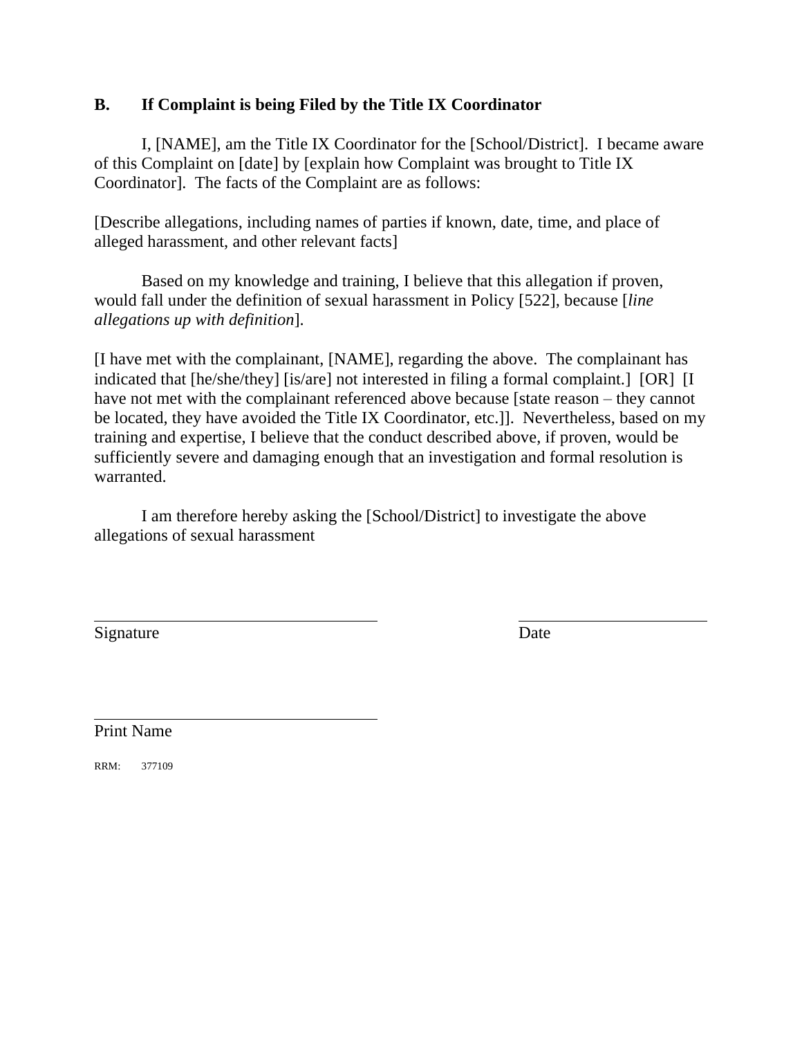### B. If Complaint is being Filed by the Title IX Coordinator

I, [NAME], am the Title IX Coordinator for the [School/District]. I became aware of this Complaint on [date] by [explain how Complaint was brought to Title IX Coordinator]. The facts of the Complaint are as follows:

[Describe allegations, including names of parties if known, date, time, and place of alleged harassment, and other relevant facts]

Based on my knowledge and training, I believe that this allegation if proven, would fall under the definition of sexual harassment in Policy [522], because [*line allegations up with definition*].

[I have met with the complainant, [NAME], regarding the above. The complainant has indicated that [he/she/they] [is/are] not interested in filing a formal complaint.] [OR] [I have not met with the complainant referenced above because [state reason – they cannot be located, they have avoided the Title IX Coordinator, etc.]]. Nevertheless, based on my training and expertise, I believe that the conduct described above, if proven, would be sufficiently severe and damaging enough that an investigation and formal resolution is warranted.

I am therefore hereby asking the [School/District] to investigate the above allegations of sexual harassment

\_\_\_\_\_\_\_\_\_\_\_\_\_\_\_\_\_\_\_\_\_\_\_\_\_\_\_\_\_\_\_\_\_\_\_\_ &nbsp;&nbsp;&nbsp;&nbsp;&nbsp;&nbsp;&nbsp;&nbsp; \_\_\_\_\_\_\_\_\_\_\_\_\_\_\_\_\_\_\_\_\_\_\_\_

Signature &nbsp;&nbsp;&nbsp;&nbsp;&nbsp;&nbsp;&nbsp;&nbsp;&nbsp;&nbsp;&nbsp;&nbsp;&nbsp;&nbsp;&nbsp;&nbsp;&nbsp;&nbsp;&nbsp;&nbsp;&nbsp;&nbsp;&nbsp;&nbsp;&nbsp;&nbsp;&nbsp;&nbsp;&nbsp;&nbsp;&nbsp;&nbsp;&nbsp;&nbsp;&nbsp;&nbsp;&nbsp;&nbsp;&nbsp;&nbsp; Date

\_\_\_\_\_\_\_\_\_\_\_\_\_\_\_\_\_\_\_\_\_\_\_\_\_\_\_\_\_\_\_\_\_\_\_\_

Print Name

RRM: 377109